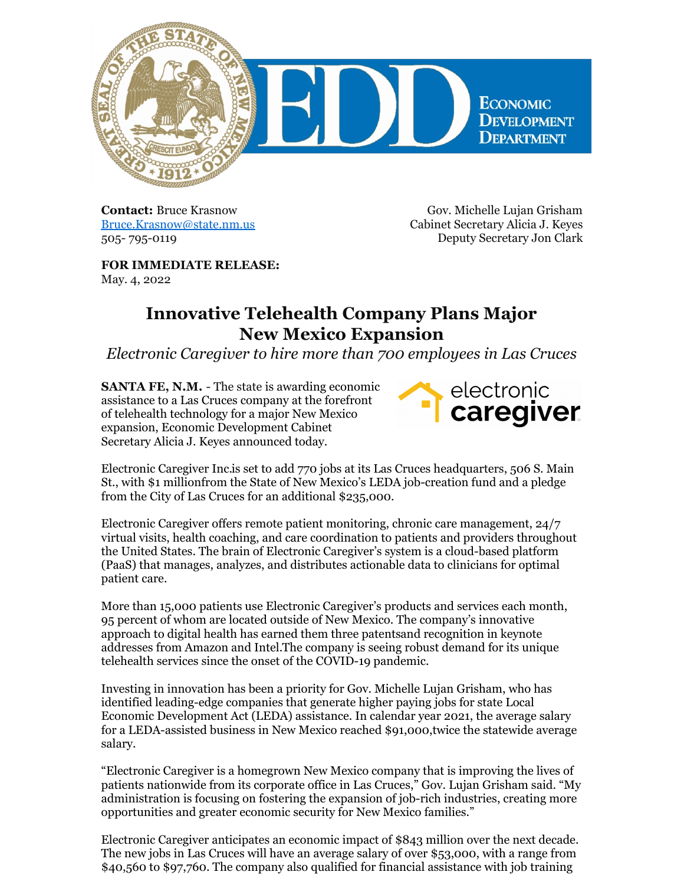**Contact:** Bruce Krasnow
Bruce.Krasnow@state.nm.us
505- 795-0119

Gov. Michelle Lujan Grisham
Cabinet Secretary Alicia J. Keyes
Deputy Secretary Jon Clark

**FOR IMMEDIATE RELEASE:**
May. 4, 2022

# Innovative Telehealth Company Plans Major New Mexico Expansion

*Electronic Caregiver to hire more than 700 employees in Las Cruces*

**SANTA FE, N.M.** - The state is awarding economic assistance to a Las Cruces company at the forefront of telehealth technology for a major New Mexico expansion, Economic Development Cabinet Secretary Alicia J. Keyes announced today.

Electronic Caregiver Inc.is set to add 770 jobs at its Las Cruces headquarters, 506 S. Main St., with $1 millionfrom the State of New Mexico's LEDA job-creation fund and a pledge from the City of Las Cruces for an additional $235,000.

Electronic Caregiver offers remote patient monitoring, chronic care management, 24/7 virtual visits, health coaching, and care coordination to patients and providers throughout the United States. The brain of Electronic Caregiver's system is a cloud-based platform (PaaS) that manages, analyzes, and distributes actionable data to clinicians for optimal patient care.

More than 15,000 patients use Electronic Caregiver's products and services each month, 95 percent of whom are located outside of New Mexico. The company's innovative approach to digital health has earned them three patentsand recognition in keynote addresses from Amazon and Intel.The company is seeing robust demand for its unique telehealth services since the onset of the COVID-19 pandemic.

Investing in innovation has been a priority for Gov. Michelle Lujan Grisham, who has identified leading-edge companies that generate higher paying jobs for state Local Economic Development Act (LEDA) assistance. In calendar year 2021, the average salary for a LEDA-assisted business in New Mexico reached $91,000,twice the statewide average salary.

"Electronic Caregiver is a homegrown New Mexico company that is improving the lives of patients nationwide from its corporate office in Las Cruces," Gov. Lujan Grisham said. "My administration is focusing on fostering the expansion of job-rich industries, creating more opportunities and greater economic security for New Mexico families."

Electronic Caregiver anticipates an economic impact of $843 million over the next decade. The new jobs in Las Cruces will have an average salary of over $53,000, with a range from $40,560 to $97,760. The company also qualified for financial assistance with job training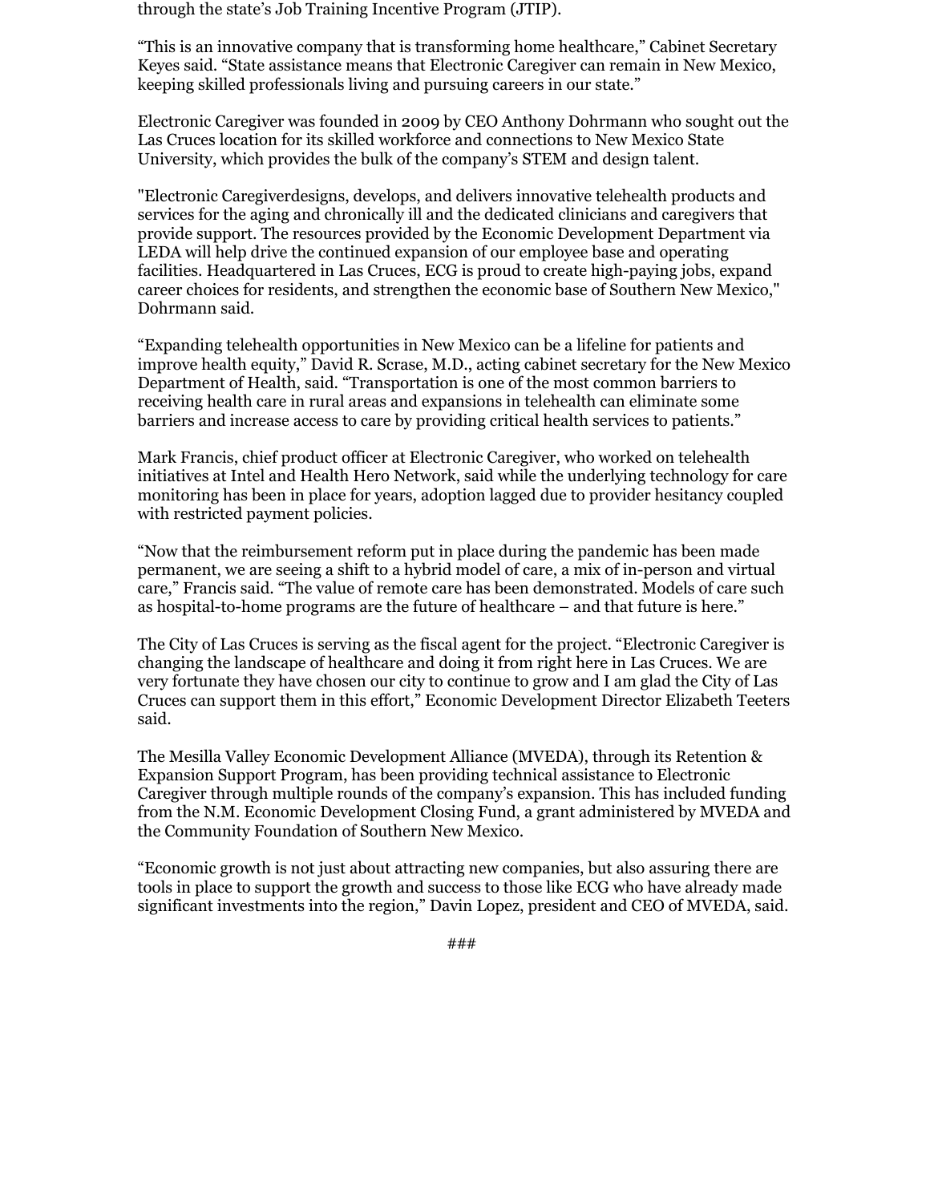through the state's Job Training Incentive Program (JTIP).

"This is an innovative company that is transforming home healthcare," Cabinet Secretary Keyes said. "State assistance means that Electronic Caregiver can remain in New Mexico, keeping skilled professionals living and pursuing careers in our state."

Electronic Caregiver was founded in 2009 by CEO Anthony Dohrmann who sought out the Las Cruces location for its skilled workforce and connections to New Mexico State University, which provides the bulk of the company's STEM and design talent.

"Electronic Caregiverdesigns, develops, and delivers innovative telehealth products and services for the aging and chronically ill and the dedicated clinicians and caregivers that provide support. The resources provided by the Economic Development Department via LEDA will help drive the continued expansion of our employee base and operating facilities. Headquartered in Las Cruces, ECG is proud to create high-paying jobs, expand career choices for residents, and strengthen the economic base of Southern New Mexico," Dohrmann said.

"Expanding telehealth opportunities in New Mexico can be a lifeline for patients and improve health equity," David R. Scrase, M.D., acting cabinet secretary for the New Mexico Department of Health, said. "Transportation is one of the most common barriers to receiving health care in rural areas and expansions in telehealth can eliminate some barriers and increase access to care by providing critical health services to patients."

Mark Francis, chief product officer at Electronic Caregiver, who worked on telehealth initiatives at Intel and Health Hero Network, said while the underlying technology for care monitoring has been in place for years, adoption lagged due to provider hesitancy coupled with restricted payment policies.

"Now that the reimbursement reform put in place during the pandemic has been made permanent, we are seeing a shift to a hybrid model of care, a mix of in-person and virtual care," Francis said. "The value of remote care has been demonstrated. Models of care such as hospital-to-home programs are the future of healthcare – and that future is here."

The City of Las Cruces is serving as the fiscal agent for the project. "Electronic Caregiver is changing the landscape of healthcare and doing it from right here in Las Cruces. We are very fortunate they have chosen our city to continue to grow and I am glad the City of Las Cruces can support them in this effort," Economic Development Director Elizabeth Teeters said.

The Mesilla Valley Economic Development Alliance (MVEDA), through its Retention & Expansion Support Program, has been providing technical assistance to Electronic Caregiver through multiple rounds of the company's expansion. This has included funding from the N.M. Economic Development Closing Fund, a grant administered by MVEDA and the Community Foundation of Southern New Mexico.

"Economic growth is not just about attracting new companies, but also assuring there are tools in place to support the growth and success to those like ECG who have already made significant investments into the region," Davin Lopez, president and CEO of MVEDA, said.

###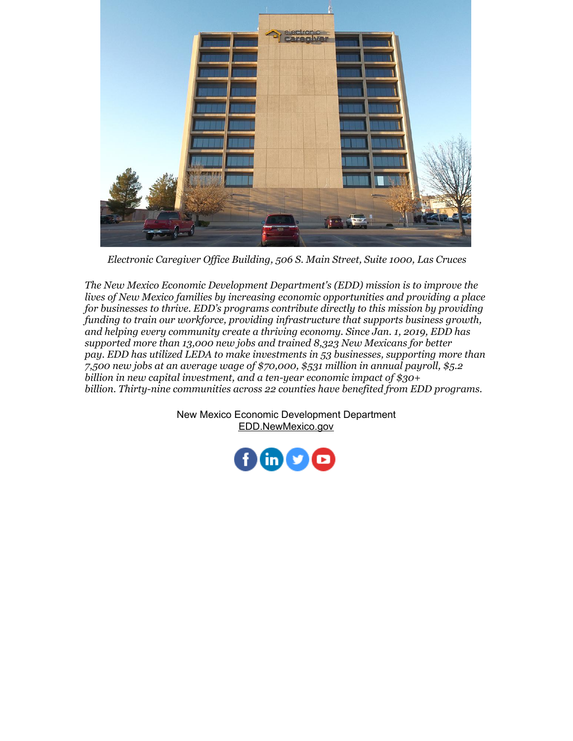*Electronic Caregiver Office Building, 506 S. Main Street, Suite 1000, Las Cruces*

*The New Mexico Economic Development Department's (EDD) mission is to improve the lives of New Mexico families by increasing economic opportunities and providing a place for businesses to thrive. EDD's programs contribute directly to this mission by providing funding to train our workforce, providing infrastructure that supports business growth, and helping every community create a thriving economy. Since Jan. 1, 2019, EDD has supported more than 13,000 new jobs and trained 8,323 New Mexicans for better pay. EDD has utilized LEDA to make investments in 53 businesses, supporting more than 7,500 new jobs at an average wage of $70,000, $531 million in annual payroll, $5.2 billion in new capital investment, and a ten-year economic impact of $30+ billion. Thirty-nine communities across 22 counties have benefited from EDD programs.*

New Mexico Economic Development Department
EDD.NewMexico.gov